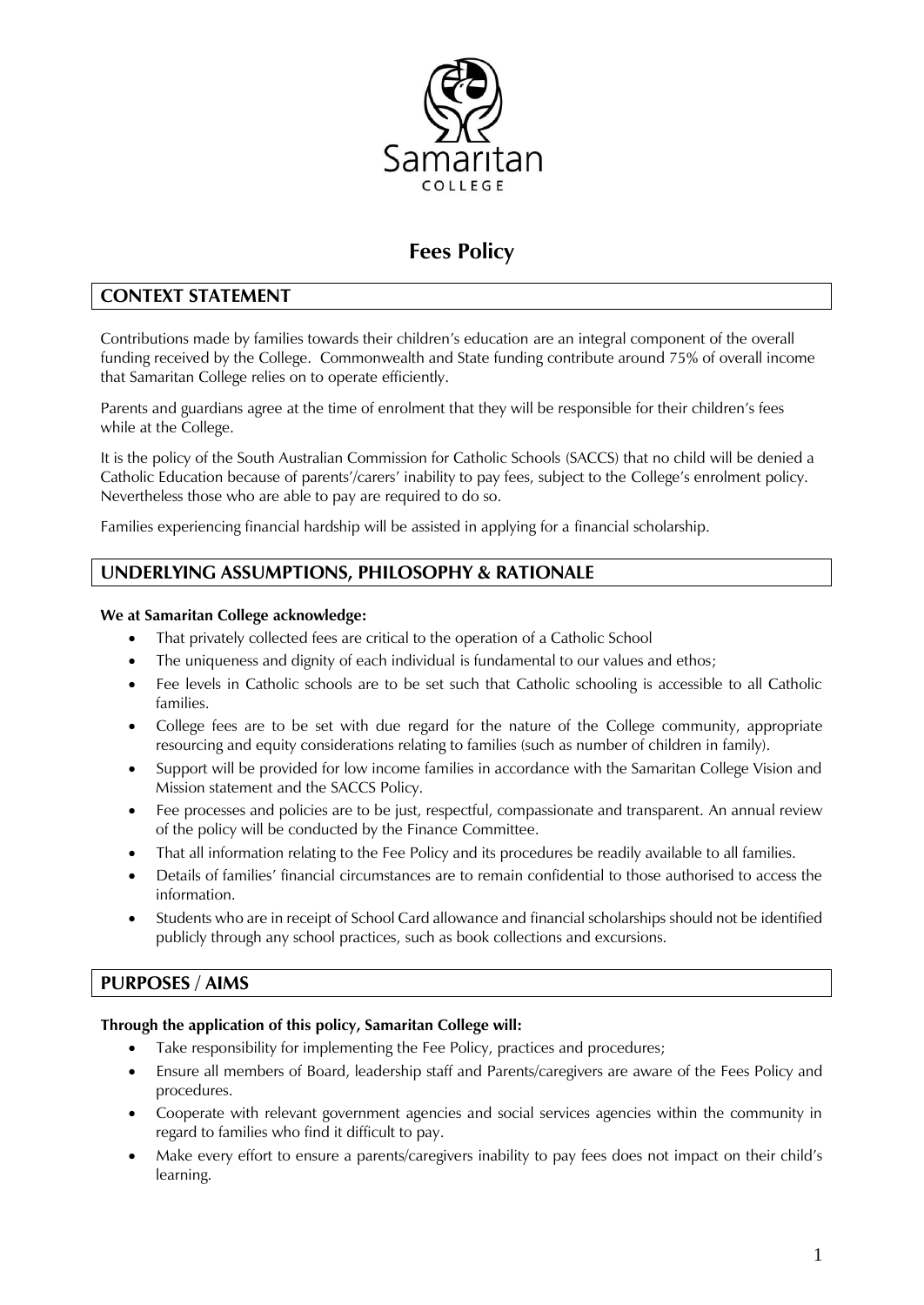Samaritan

COLLEGE

# Fees Policy

## CONTEXT STATEMENT

Contributions made by families towards their children's education are an integral component of the overall funding received by the College. Commonwealth and State funding contribute around 75% of overall income that Samaritan College relies on to operate efficiently.

Parents and guardians agree at the time of enrolment that they will be responsible for their children's fees while at the College.

It is the policy of the South Australian Commission for Catholic Schools (SACCS) that no child will be denied a Catholic Education because of parents'/carers' inability to pay fees, subject to the College's enrolment policy. Nevertheless those who are able to pay are required to do so.

Families experiencing financial hardship will be assisted in applying for a financial scholarship.

## UNDERLYING ASSUMPTIONS, PHILOSOPHY & RATIONALE

**We at Samaritan College acknowledge:**

- That privately collected fees are critical to the operation of a Catholic School
- The uniqueness and dignity of each individual is fundamental to our values and ethos;
- Fee levels in Catholic schools are to be set such that Catholic schooling is accessible to all Catholic families.
- College fees are to be set with due regard for the nature of the College community, appropriate resourcing and equity considerations relating to families (such as number of children in family).
- Support will be provided for low income families in accordance with the Samaritan College Vision and Mission statement and the SACCS Policy.
- Fee processes and policies are to be just, respectful, compassionate and transparent. An annual review of the policy will be conducted by the Finance Committee.
- That all information relating to the Fee Policy and its procedures be readily available to all families.
- Details of families' financial circumstances are to remain confidential to those authorised to access the information.
- Students who are in receipt of School Card allowance and financial scholarships should not be identified publicly through any school practices, such as book collections and excursions.

## PURPOSES / AIMS

**Through the application of this policy, Samaritan College will:**

- Take responsibility for implementing the Fee Policy, practices and procedures;
- Ensure all members of Board, leadership staff and Parents/caregivers are aware of the Fees Policy and procedures.
- Cooperate with relevant government agencies and social services agencies within the community in regard to families who find it difficult to pay.
- Make every effort to ensure a parents/caregivers inability to pay fees does not impact on their child's learning.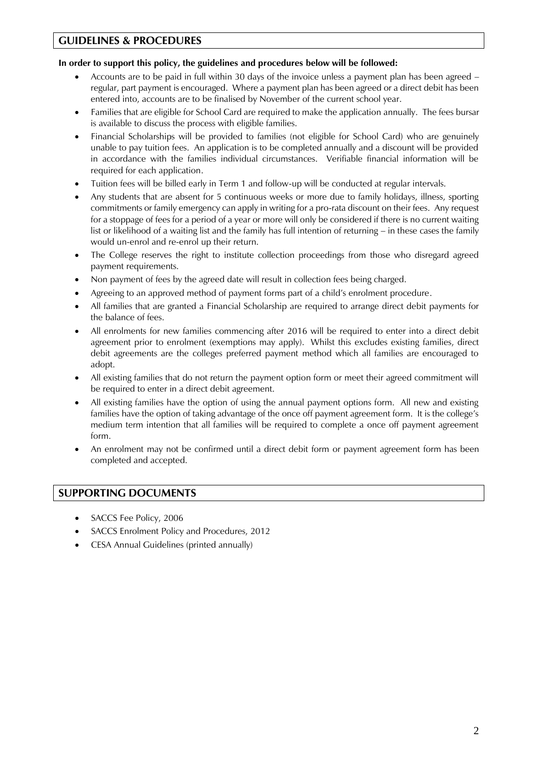## GUIDELINES & PROCEDURES

**In order to support this policy, the guidelines and procedures below will be followed:**

- Accounts are to be paid in full within 30 days of the invoice unless a payment plan has been agreed – regular, part payment is encouraged. Where a payment plan has been agreed or a direct debit has been entered into, accounts are to be finalised by November of the current school year.
- Families that are eligible for School Card are required to make the application annually. The fees bursar is available to discuss the process with eligible families.
- Financial Scholarships will be provided to families (not eligible for School Card) who are genuinely unable to pay tuition fees. An application is to be completed annually and a discount will be provided in accordance with the families individual circumstances. Verifiable financial information will be required for each application.
- Tuition fees will be billed early in Term 1 and follow-up will be conducted at regular intervals.
- Any students that are absent for 5 continuous weeks or more due to family holidays, illness, sporting commitments or family emergency can apply in writing for a pro-rata discount on their fees. Any request for a stoppage of fees for a period of a year or more will only be considered if there is no current waiting list or likelihood of a waiting list and the family has full intention of returning – in these cases the family would un-enrol and re-enrol up their return.
- The College reserves the right to institute collection proceedings from those who disregard agreed payment requirements.
- Non payment of fees by the agreed date will result in collection fees being charged.
- Agreeing to an approved method of payment forms part of a child's enrolment procedure.
- All families that are granted a Financial Scholarship are required to arrange direct debit payments for the balance of fees.
- All enrolments for new families commencing after 2016 will be required to enter into a direct debit agreement prior to enrolment (exemptions may apply). Whilst this excludes existing families, direct debit agreements are the colleges preferred payment method which all families are encouraged to adopt.
- All existing families that do not return the payment option form or meet their agreed commitment will be required to enter in a direct debit agreement.
- All existing families have the option of using the annual payment options form. All new and existing families have the option of taking advantage of the once off payment agreement form. It is the college's medium term intention that all families will be required to complete a once off payment agreement form.
- An enrolment may not be confirmed until a direct debit form or payment agreement form has been completed and accepted.

## SUPPORTING DOCUMENTS

- SACCS Fee Policy, 2006
- SACCS Enrolment Policy and Procedures, 2012
- CESA Annual Guidelines (printed annually)